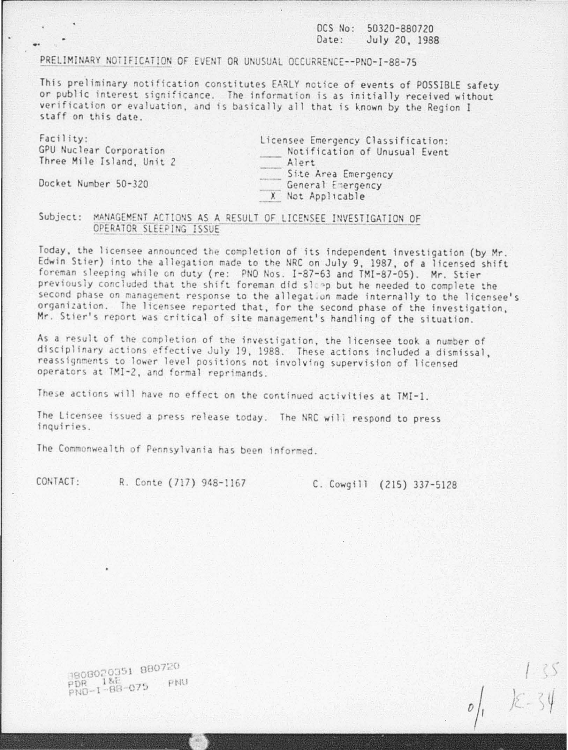DCS No: 50320-880720
Date: July 20, 1988

PRELIMINARY NOTIFICATION OF EVENT OR UNUSUAL OCCURRENCE--PNO-I-88-75

This preliminary notification constitutes EARLY notice of events of POSSIBLE safety or public interest significance. The information is as initially received without verification or evaluation, and is basically all that is known by the Region I staff on this date.

Facility:
GPU Nuclear Corporation
Three Mile Island, Unit 2

Docket Number 50-320

Licensee Emergency Classification:
\_\_\_ Notification of Unusual Event
\_\_\_ Alert
\_\_\_ Site Area Emergency
\_\_\_ General Emergency
\_X\_ Not Applicable

Subject: MANAGEMENT ACTIONS AS A RESULT OF LICENSEE INVESTIGATION OF OPERATOR SLEEPING ISSUE

Today, the licensee announced the completion of its independent investigation (by Mr. Edwin Stier) into the allegation made to the NRC on July 9, 1987, of a licensed shift foreman sleeping while on duty (re: PNO Nos. I-87-63 and TMI-87-05). Mr. Stier previously concluded that the shift foreman did sleep but he needed to complete the second phase on management response to the allegation made internally to the licensee's organization. The licensee reported that, for the second phase of the investigation, Mr. Stier's report was critical of site management's handling of the situation.

As a result of the completion of the investigation, the licensee took a number of disciplinary actions effective July 19, 1988. These actions included a dismissal, reassignments to lower level positions not involving supervision of licensed operators at TMI-2, and formal reprimands.

These actions will have no effect on the continued activities at TMI-1.

The Licensee issued a press release today. The NRC will respond to press inquiries.

The Commonwealth of Pennsylvania has been informed.

CONTACT: R. Conte (717) 948-1167 C. Cowgill (215) 337-5128

8808020351 880720
PDR I&E
PNO-I-88-075 PNU

1 35
0/1 IE-34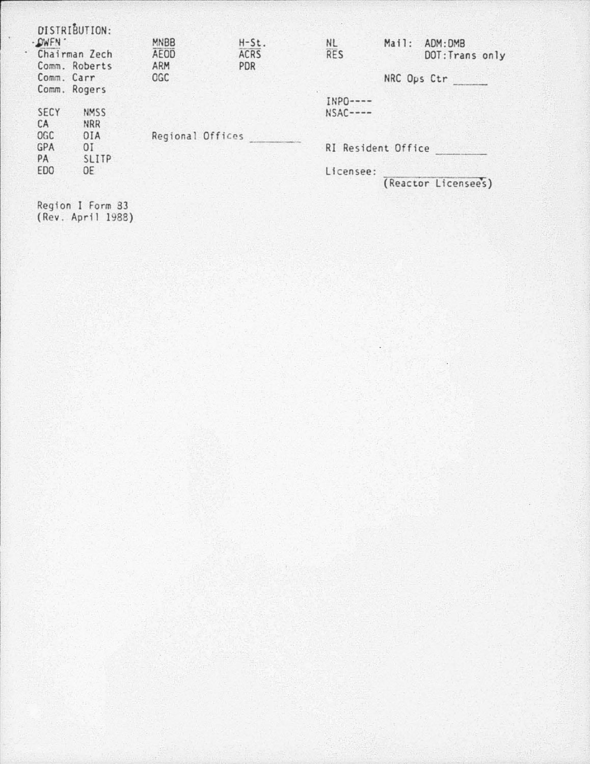DISTRIBUTION:

| | | | | |
|---|---|---|---|---|
| OWFN | MNBB | H-St. | NL | Mail: ADM:DMB |
| Chairman Zech | AEOD | ACRS | RES | DOT:Trans only |
| Comm. Roberts | ARM | PDR | | |
| Comm. Carr | OGC | | | NRC Ops Ctr ______ |
| Comm. Rogers | | | | |

| | | | |
|---|---|---|---|
| SECY | NMSS | | INPO---- |
| CA | NRR | | NSAC---- |
| OGC | OIA | Regional Offices ________ | |
| GPA | OI | | RI Resident Office ________ |
| PA | SLITP | | |
| EDO | OE | | Licensee: ________ (Reactor Licensees) |

Region I Form 83
(Rev. April 1988)